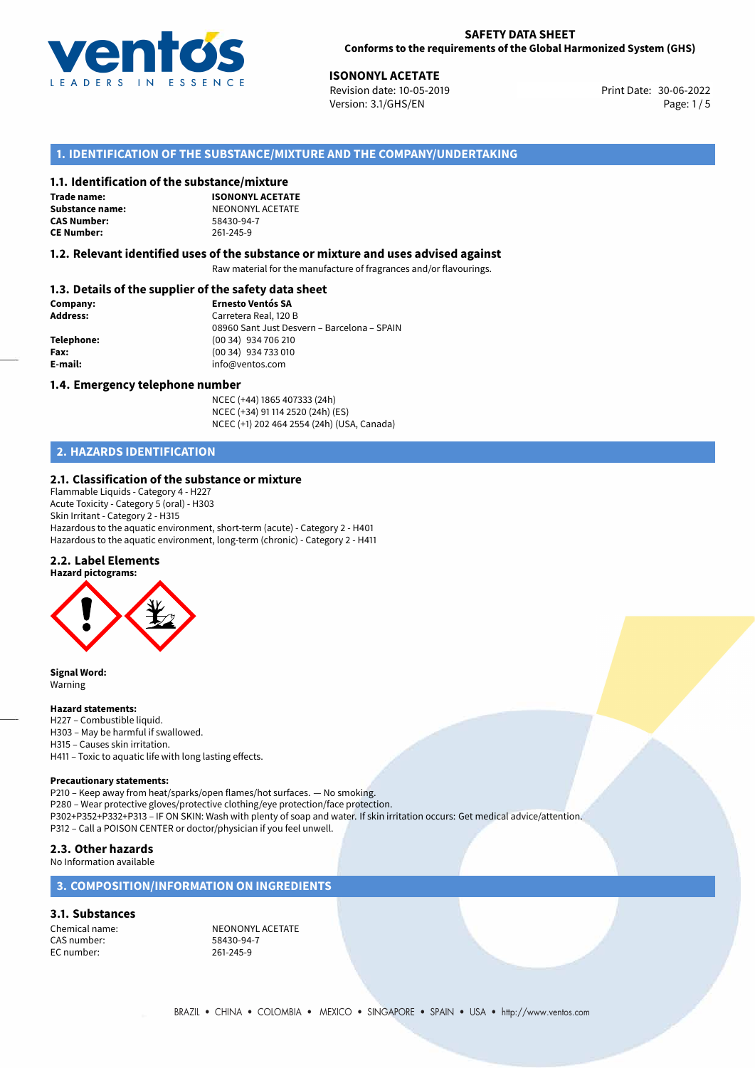**SAFETY DATA SHEET**
**Conforms to the requirements of the Global Harmonized System (GHS)**

**ISONONYL ACETATE**
Revision date: 10-05-2019
Version: 3.1/GHS/EN
Print Date: 30-06-2022

## 1. IDENTIFICATION OF THE SUBSTANCE/MIXTURE AND THE COMPANY/UNDERTAKING

### 1.1. Identification of the substance/mixture

**Trade name:** **ISONONYL ACETATE**
**Substance name:** NEONONYL ACETATE
**CAS Number:** 58430-94-7
**CE Number:** 261-245-9

### 1.2. Relevant identified uses of the substance or mixture and uses advised against

Raw material for the manufacture of fragrances and/or flavourings.

### 1.3. Details of the supplier of the safety data sheet

**Company:** **Ernesto Ventós SA**
**Address:** Carretera Real, 120 B
08960 Sant Just Desvern – Barcelona – SPAIN
**Telephone:** (00 34) 934 706 210
**Fax:** (00 34) 934 733 010
**E-mail:** info@ventos.com

### 1.4. Emergency telephone number

NCEC (+44) 1865 407333 (24h)
NCEC (+34) 91 114 2520 (24h) (ES)
NCEC (+1) 202 464 2554 (24h) (USA, Canada)

## 2. HAZARDS IDENTIFICATION

### 2.1. Classification of the substance or mixture

Flammable Liquids - Category 4 - H227
Acute Toxicity - Category 5 (oral) - H303
Skin Irritant - Category 2 - H315
Hazardous to the aquatic environment, short-term (acute) - Category 2 - H401
Hazardous to the aquatic environment, long-term (chronic) - Category 2 - H411

### 2.2. Label Elements

**Hazard pictograms:**

**Signal Word:**
Warning

**Hazard statements:**
H227 – Combustible liquid.
H303 – May be harmful if swallowed.
H315 – Causes skin irritation.
H411 – Toxic to aquatic life with long lasting effects.

**Precautionary statements:**
P210 – Keep away from heat/sparks/open flames/hot surfaces. — No smoking.
P280 – Wear protective gloves/protective clothing/eye protection/face protection.
P302+P352+P332+P313 – IF ON SKIN: Wash with plenty of soap and water. If skin irritation occurs: Get medical advice/attention.
P312 – Call a POISON CENTER or doctor/physician if you feel unwell.

### 2.3. Other hazards

No Information available

## 3. COMPOSITION/INFORMATION ON INGREDIENTS

### 3.1. Substances

Chemical name: NEONONYL ACETATE
CAS number: 58430-94-7
EC number: 261-245-9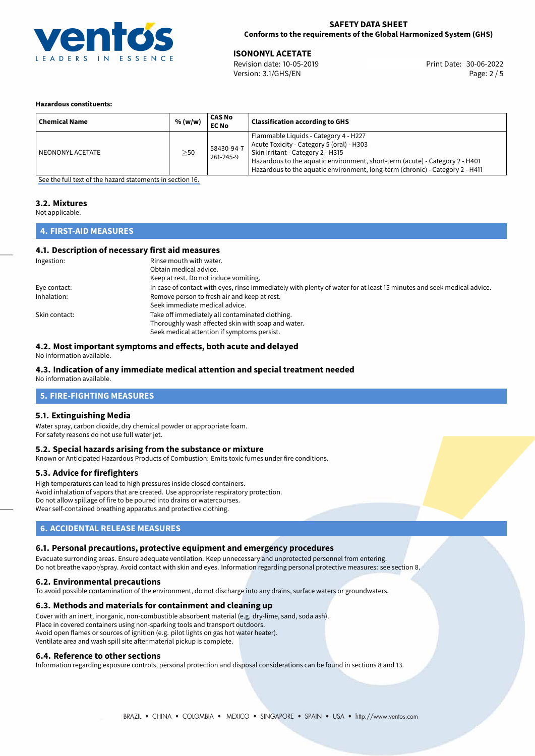**Hazardous constituents:**

| Chemical Name | % (w/w) | CAS No EC No | Classification according to GHS |
| --- | --- | --- | --- |
| NEONONYL ACETATE | ≥50 | 58430-94-7 261-245-9 | Flammable Liquids - Category 4 - H227<br>Acute Toxicity - Category 5 (oral) - H303<br>Skin Irritant - Category 2 - H315<br>Hazardous to the aquatic environment, short-term (acute) - Category 2 - H401<br>Hazardous to the aquatic environment, long-term (chronic) - Category 2 - H411 |

See the full text of the hazard statements in section 16.

### 3.2. Mixtures

Not applicable.

## 4. FIRST-AID MEASURES

### 4.1. Description of necessary first aid measures

Ingestion: Rinse mouth with water.
Obtain medical advice.
Keep at rest. Do not induce vomiting.

Eye contact: In case of contact with eyes, rinse immediately with plenty of water for at least 15 minutes and seek medical advice.

Inhalation: Remove person to fresh air and keep at rest.
Seek immediate medical advice.

Skin contact: Take off immediately all contaminated clothing.
Thoroughly wash affected skin with soap and water.
Seek medical attention if symptoms persist.

### 4.2. Most important symptoms and effects, both acute and delayed

No information available.

### 4.3. Indication of any immediate medical attention and special treatment needed

No information available.

## 5. FIRE-FIGHTING MEASURES

### 5.1. Extinguishing Media

Water spray, carbon dioxide, dry chemical powder or appropriate foam.
For safety reasons do not use full water jet.

### 5.2. Special hazards arising from the substance or mixture

Known or Anticipated Hazardous Products of Combustion: Emits toxic fumes under fire conditions.

### 5.3. Advice for firefighters

High temperatures can lead to high pressures inside closed containers.
Avoid inhalation of vapors that are created. Use appropriate respiratory protection.
Do not allow spillage of fire to be poured into drains or watercourses.
Wear self-contained breathing apparatus and protective clothing.

## 6. ACCIDENTAL RELEASE MEASURES

### 6.1. Personal precautions, protective equipment and emergency procedures

Evacuate surrounding areas. Ensure adequate ventilation. Keep unnecessary and unprotected personnel from entering.
Do not breathe vapor/spray. Avoid contact with skin and eyes. Information regarding personal protective measures: see section 8.

### 6.2. Environmental precautions

To avoid possible contamination of the environment, do not discharge into any drains, surface waters or groundwaters.

### 6.3. Methods and materials for containment and cleaning up

Cover with an inert, inorganic, non-combustible absorbent material (e.g. dry-lime, sand, soda ash).
Place in covered containers using non-sparking tools and transport outdoors.
Avoid open flames or sources of ignition (e.g. pilot lights on gas hot water heater).
Ventilate area and wash spill site after material pickup is complete.

### 6.4. Reference to other sections

Information regarding exposure controls, personal protection and disposal considerations can be found in sections 8 and 13.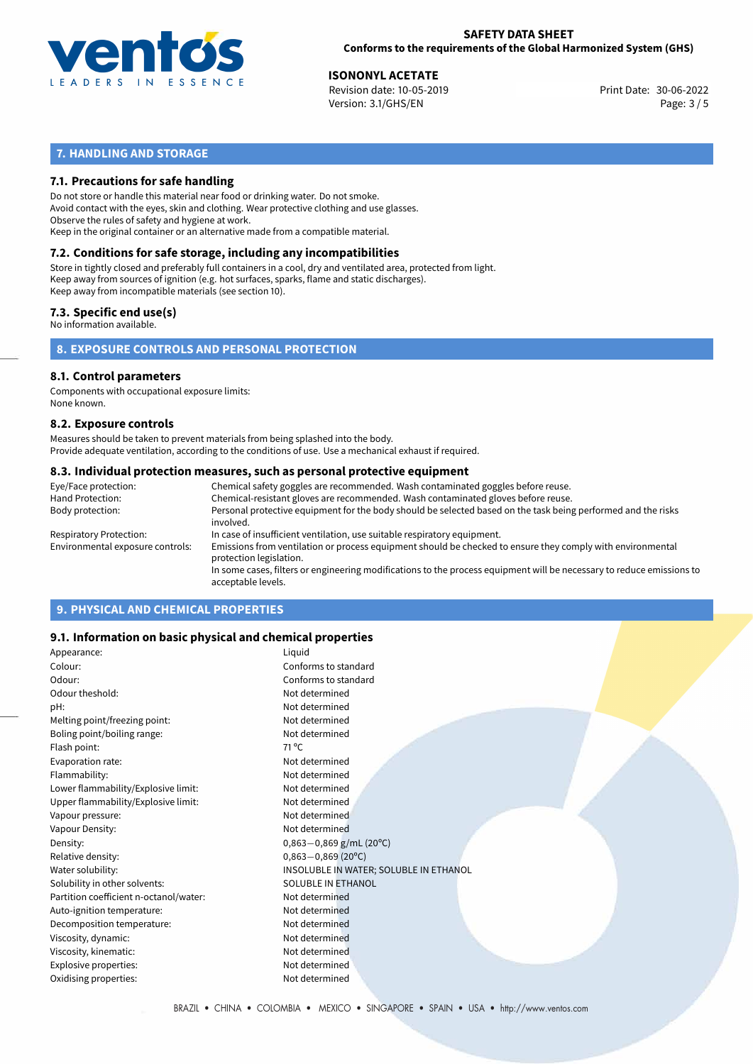## 7. HANDLING AND STORAGE

### 7.1. Precautions for safe handling

Do not store or handle this material near food or drinking water. Do not smoke.
Avoid contact with the eyes, skin and clothing. Wear protective clothing and use glasses.
Observe the rules of safety and hygiene at work.
Keep in the original container or an alternative made from a compatible material.

### 7.2. Conditions for safe storage, including any incompatibilities

Store in tightly closed and preferably full containers in a cool, dry and ventilated area, protected from light.
Keep away from sources of ignition (e.g. hot surfaces, sparks, flame and static discharges).
Keep away from incompatible materials (see section 10).

### 7.3. Specific end use(s)

No information available.

## 8. EXPOSURE CONTROLS AND PERSONAL PROTECTION

### 8.1. Control parameters

Components with occupational exposure limits:
None known.

### 8.2. Exposure controls

Measures should be taken to prevent materials from being splashed into the body.
Provide adequate ventilation, according to the conditions of use. Use a mechanical exhaust if required.

### 8.3. Individual protection measures, such as personal protective equipment

| | |
|---|---|
| Eye/Face protection: | Chemical safety goggles are recommended. Wash contaminated goggles before reuse. |
| Hand Protection: | Chemical-resistant gloves are recommended. Wash contaminated gloves before reuse. |
| Body protection: | Personal protective equipment for the body should be selected based on the task being performed and the risks involved. |
| Respiratory Protection: | In case of insufficient ventilation, use suitable respiratory equipment. |
| Environmental exposure controls: | Emissions from ventilation or process equipment should be checked to ensure they comply with environmental protection legislation. In some cases, filters or engineering modifications to the process equipment will be necessary to reduce emissions to acceptable levels. |

## 9. PHYSICAL AND CHEMICAL PROPERTIES

### 9.1. Information on basic physical and chemical properties

| | |
|---|---|
| Appearance: | Liquid |
| Colour: | Conforms to standard |
| Odour: | Conforms to standard |
| Odour theshold: | Not determined |
| pH: | Not determined |
| Melting point/freezing point: | Not determined |
| Boling point/boiling range: | Not determined |
| Flash point: | 71 °C |
| Evaporation rate: | Not determined |
| Flammability: | Not determined |
| Lower flammability/Explosive limit: | Not determined |
| Upper flammability/Explosive limit: | Not determined |
| Vapour pressure: | Not determined |
| Vapour Density: | Not determined |
| Density: | 0,863−0,869 g/mL (20°C) |
| Relative density: | 0,863−0,869 (20°C) |
| Water solubility: | INSOLUBLE IN WATER; SOLUBLE IN ETHANOL |
| Solubility in other solvents: | SOLUBLE IN ETHANOL |
| Partition coefficient n-octanol/water: | Not determined |
| Auto-ignition temperature: | Not determined |
| Decomposition temperature: | Not determined |
| Viscosity, dynamic: | Not determined |
| Viscosity, kinematic: | Not determined |
| Explosive properties: | Not determined |
| Oxidising properties: | Not determined |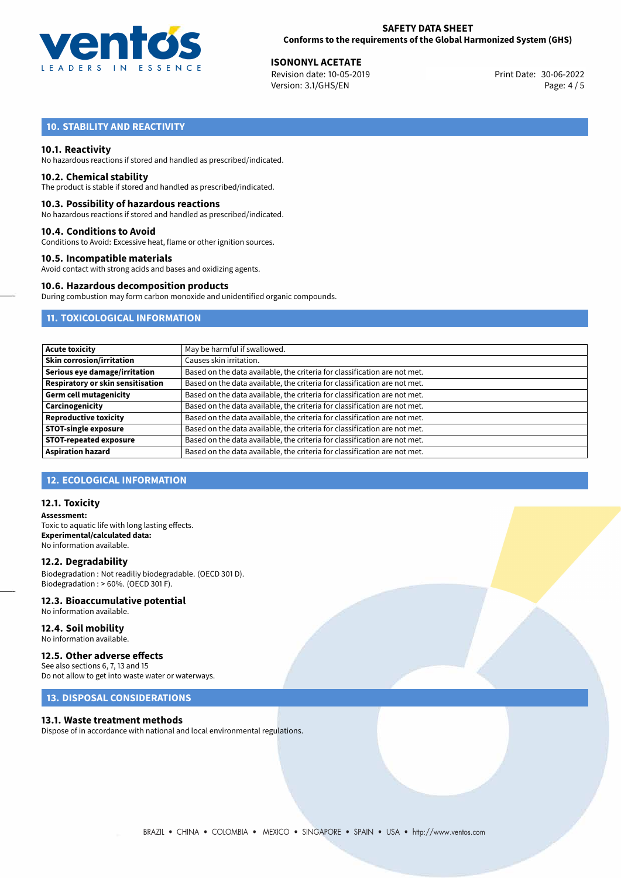## 10. STABILITY AND REACTIVITY

### 10.1. Reactivity
No hazardous reactions if stored and handled as prescribed/indicated.

### 10.2. Chemical stability
The product is stable if stored and handled as prescribed/indicated.

### 10.3. Possibility of hazardous reactions
No hazardous reactions if stored and handled as prescribed/indicated.

### 10.4. Conditions to Avoid
Conditions to Avoid: Excessive heat, flame or other ignition sources.

### 10.5. Incompatible materials
Avoid contact with strong acids and bases and oxidizing agents.

### 10.6. Hazardous decomposition products
During combustion may form carbon monoxide and unidentified organic compounds.

## 11. TOXICOLOGICAL INFORMATION

| | |
|---|---|
| **Acute toxicity** | May be harmful if swallowed. |
| **Skin corrosion/irritation** | Causes skin irritation. |
| **Serious eye damage/irritation** | Based on the data available, the criteria for classification are not met. |
| **Respiratory or skin sensitisation** | Based on the data available, the criteria for classification are not met. |
| **Germ cell mutagenicity** | Based on the data available, the criteria for classification are not met. |
| **Carcinogenicity** | Based on the data available, the criteria for classification are not met. |
| **Reproductive toxicity** | Based on the data available, the criteria for classification are not met. |
| **STOT-single exposure** | Based on the data available, the criteria for classification are not met. |
| **STOT-repeated exposure** | Based on the data available, the criteria for classification are not met. |
| **Aspiration hazard** | Based on the data available, the criteria for classification are not met. |

## 12. ECOLOGICAL INFORMATION

### 12.1. Toxicity
**Assessment:**
Toxic to aquatic life with long lasting effects.
**Experimental/calculated data:**
No information available.

### 12.2. Degradability
Biodegradation : Not readiliy biodegradable. (OECD 301 D).
Biodegradation : > 60%. (OECD 301 F).

### 12.3. Bioaccumulative potential
No information available.

### 12.4. Soil mobility
No information available.

### 12.5. Other adverse effects
See also sections 6, 7, 13 and 15
Do not allow to get into waste water or waterways.

## 13. DISPOSAL CONSIDERATIONS

### 13.1. Waste treatment methods
Dispose of in accordance with national and local environmental regulations.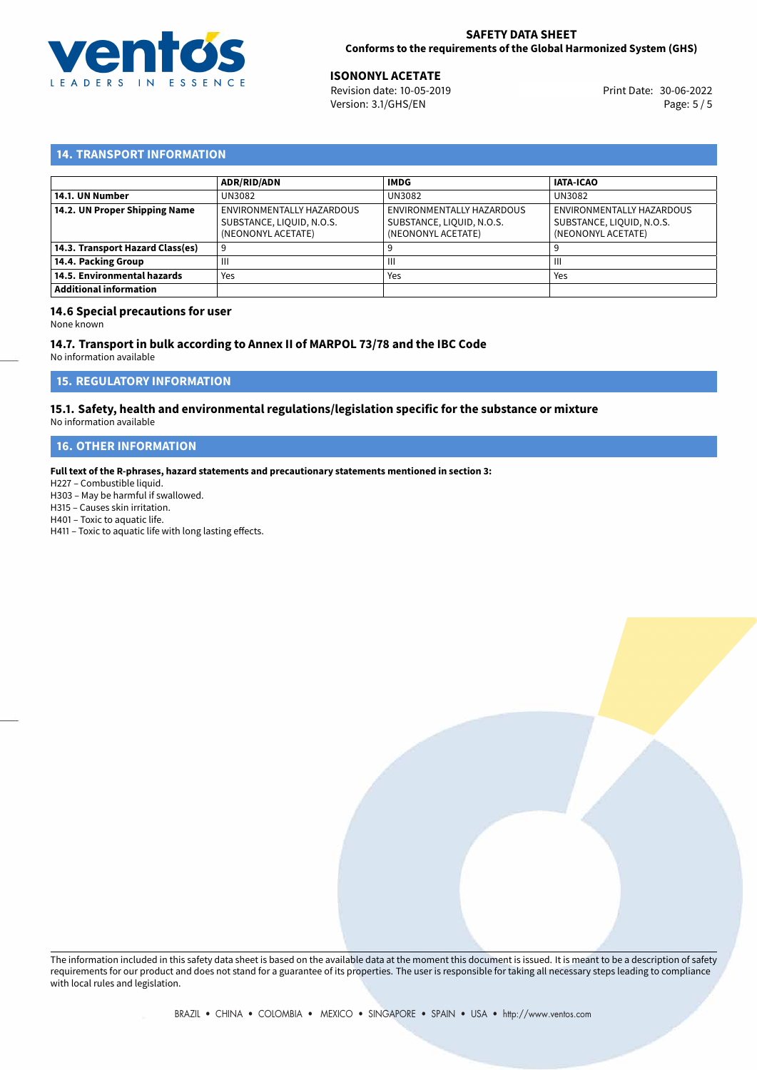## 14. TRANSPORT INFORMATION

| | ADR/RID/ADN | IMDG | IATA-ICAO |
|---|---|---|---|
| **14.1. UN Number** | UN3082 | UN3082 | UN3082 |
| **14.2. UN Proper Shipping Name** | ENVIRONMENTALLY HAZARDOUS SUBSTANCE, LIQUID, N.O.S. (NEONONYL ACETATE) | ENVIRONMENTALLY HAZARDOUS SUBSTANCE, LIQUID, N.O.S. (NEONONYL ACETATE) | ENVIRONMENTALLY HAZARDOUS SUBSTANCE, LIQUID, N.O.S. (NEONONYL ACETATE) |
| **14.3. Transport Hazard Class(es)** | 9 | 9 | 9 |
| **14.4. Packing Group** | III | III | III |
| **14.5. Environmental hazards** | Yes | Yes | Yes |
| **Additional information** | | | |

### 14.6 Special precautions for user

None known

### 14.7. Transport in bulk according to Annex II of MARPOL 73/78 and the IBC Code

No information available

## 15. REGULATORY INFORMATION

### 15.1. Safety, health and environmental regulations/legislation specific for the substance or mixture

No information available

## 16. OTHER INFORMATION

**Full text of the R-phrases, hazard statements and precautionary statements mentioned in section 3:**

H227 – Combustible liquid.
H303 – May be harmful if swallowed.
H315 – Causes skin irritation.
H401 – Toxic to aquatic life.
H411 – Toxic to aquatic life with long lasting effects.

The information included in this safety data sheet is based on the available data at the moment this document is issued. It is meant to be a description of safety requirements for our product and does not stand for a guarantee of its properties. The user is responsible for taking all necessary steps leading to compliance with local rules and legislation.